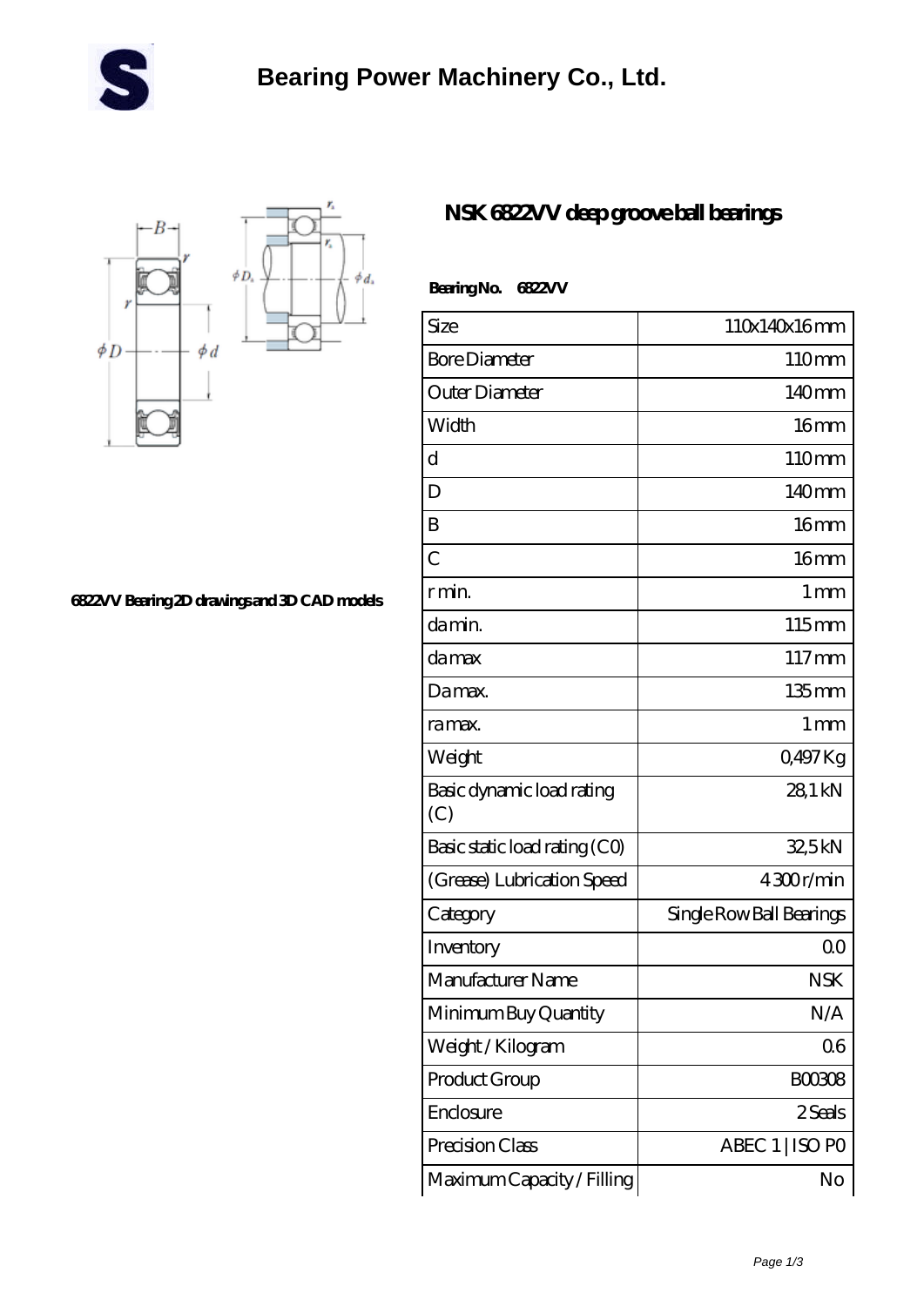# Bearing Power Machinery Co., Ltd.

6822VV Bearing 2D drawings and 3D CAD models

## NSK 6822VV deep groove ball bearings

**Bearing No. 6822VV**

| | |
|---|---|
| Size | 110x140x16 mm |
| Bore Diameter | 110 mm |
| Outer Diameter | 140 mm |
| Width | 16 mm |
| d | 110 mm |
| D | 140 mm |
| B | 16 mm |
| C | 16 mm |
| r min. | 1 mm |
| da min. | 115 mm |
| da max | 117 mm |
| Da max. | 135 mm |
| ra max. | 1 mm |
| Weight | 0,497 Kg |
| Basic dynamic load rating (C) | 28,1 kN |
| Basic static load rating (C0) | 32,5 kN |
| (Grease) Lubrication Speed | 4 300 r/min |
| Category | Single Row Ball Bearings |
| Inventory | 0.0 |
| Manufacturer Name | NSK |
| Minimum Buy Quantity | N/A |
| Weight / Kilogram | 0.6 |
| Product Group | B00308 |
| Enclosure | 2 Seals |
| Precision Class | ABEC 1 \| ISO P0 |
| Maximum Capacity / Filling | No |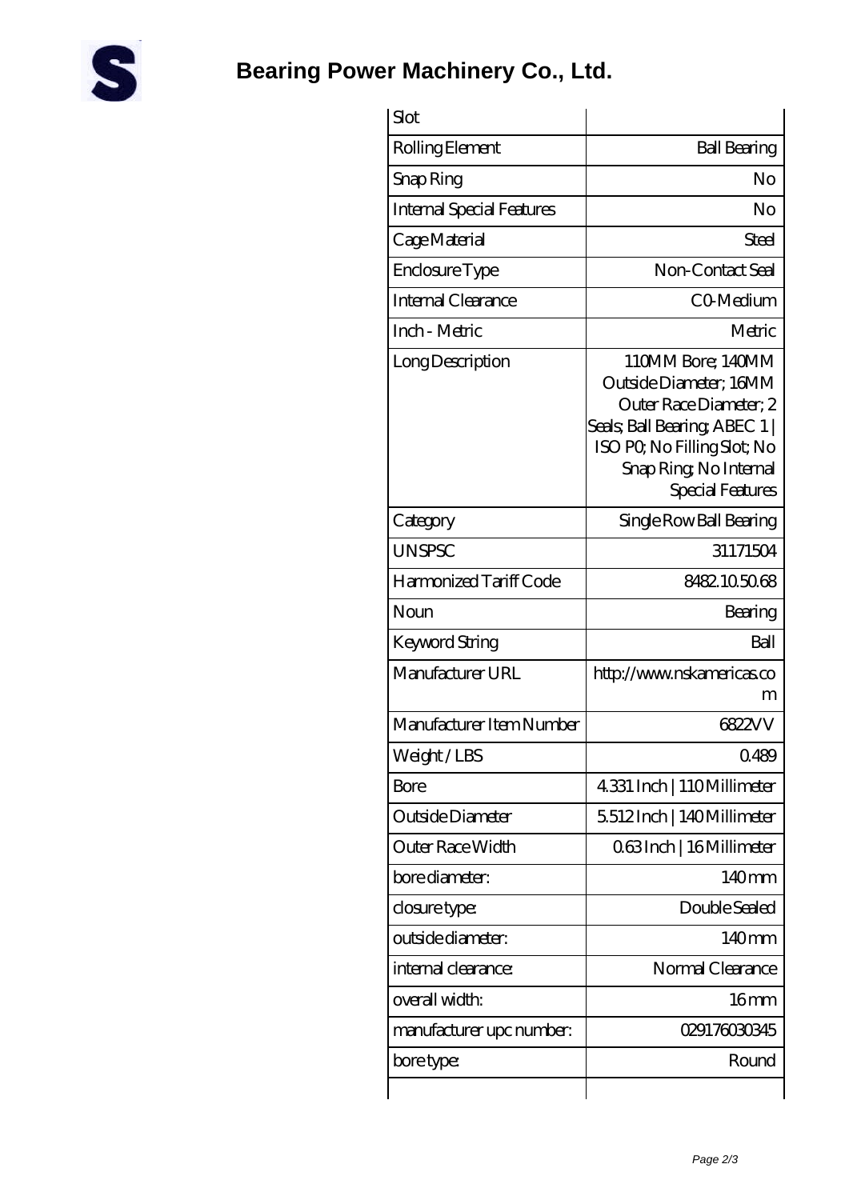# Bearing Power Machinery Co., Ltd.

| | |
|---|---|
| Slot | |
| Rolling Element | Ball Bearing |
| Snap Ring | No |
| Internal Special Features | No |
| Cage Material | Steel |
| Enclosure Type | Non-Contact Seal |
| Internal Clearance | C0-Medium |
| Inch - Metric | Metric |
| Long Description | 110MM Bore; 140MM Outside Diameter; 16MM Outer Race Diameter; 2 Seals; Ball Bearing; ABEC 1 \| ISO P0; No Filling Slot; No Snap Ring; No Internal Special Features |
| Category | Single Row Ball Bearing |
| UNSPSC | 31171504 |
| Harmonized Tariff Code | 8482.10.50.68 |
| Noun | Bearing |
| Keyword String | Ball |
| Manufacturer URL | http://www.nskamericas.com |
| Manufacturer Item Number | 6822VV |
| Weight / LBS | 0.489 |
| Bore | 4.331 Inch \| 110 Millimeter |
| Outside Diameter | 5.512 Inch \| 140 Millimeter |
| Outer Race Width | 0.63 Inch \| 16 Millimeter |
| bore diameter: | 140 mm |
| closure type: | Double Sealed |
| outside diameter: | 140 mm |
| internal clearance: | Normal Clearance |
| overall width: | 16 mm |
| manufacturer upc number: | 029176030345 |
| bore type: | Round |
| | |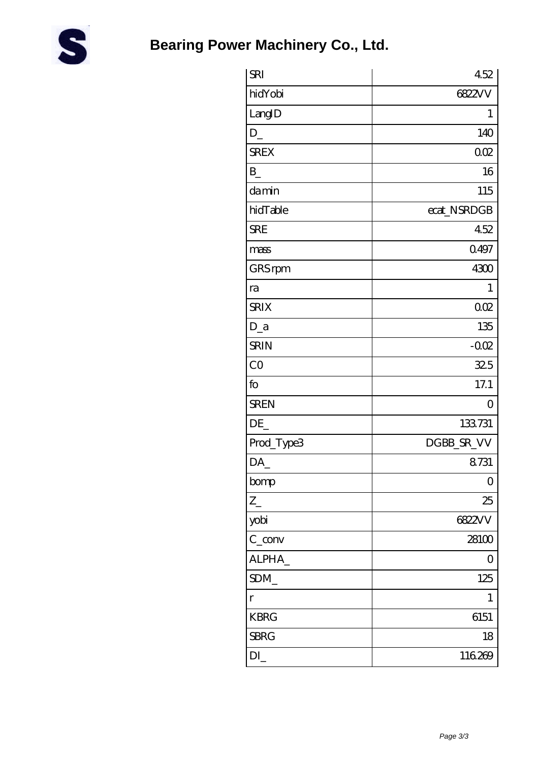# Bearing Power Machinery Co., Ltd.

| | |
|---|---|
| SRI | 4.52 |
| hidYobi | 6822VV |
| LangID | 1 |
| D_ | 140 |
| SREX | 0.02 |
| B_ | 16 |
| damin | 115 |
| hidTable | ecat_NSRDGB |
| SRE | 4.52 |
| mass | 0.497 |
| GRS rpm | 4300 |
| ra | 1 |
| SRIX | 0.02 |
| D_a | 135 |
| SRIN | -0.02 |
| C0 | 32.5 |
| fo | 17.1 |
| SREN | 0 |
| DE_ | 133.731 |
| Prod_Type3 | DGBB_SR_VV |
| DA_ | 8.731 |
| bomp | 0 |
| Z_ | 25 |
| yobi | 6822VV |
| C_conv | 28100 |
| ALPHA_ | 0 |
| SDM_ | 125 |
| r | 1 |
| KBRG | 6151 |
| SBRG | 18 |
| DI_ | 116.269 |